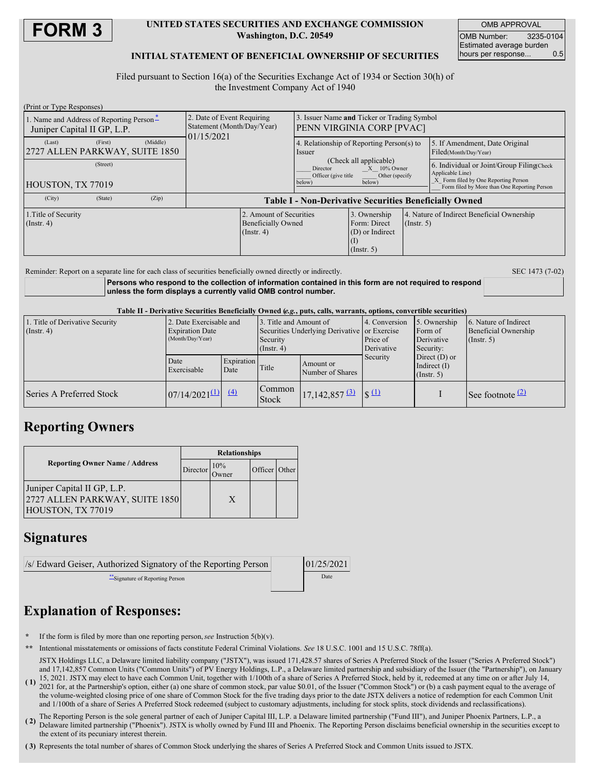# FORM 3

**UNITED STATES SECURITIES AND EXCHANGE COMMISSION**
**Washington, D.C. 20549**

**INITIAL STATEMENT OF BENEFICIAL OWNERSHIP OF SECURITIES**

| OMB APPROVAL | |
|---|---|
| OMB Number: | 3235-0104 |
| Estimated average burden hours per response... | 0.5 |

Filed pursuant to Section 16(a) of the Securities Exchange Act of 1934 or Section 30(h) of the Investment Company Act of 1940

(Print or Type Responses)

| 1. Name and Address of Reporting Person* | 2. Date of Event Requiring Statement (Month/Day/Year) | 3. Issuer Name **and** Ticker or Trading Symbol |
|---|---|---|
| Juniper Capital II GP, L.P. | 01/15/2021 | PENN VIRGINIA CORP [PVAC] |
| (Last) (First) (Middle) 2727 ALLEN PARKWAY, SUITE 1850 | | 4. Relationship of Reporting Person(s) to Issuer (Check all applicable) ___ Director _X_ 10% Owner ___ Officer (give title below) ___ Other (specify below) |
| (Street) HOUSTON, TX 77019 | | 5. If Amendment, Date Original Filed(Month/Day/Year) |
| (City) (State) (Zip) | | 6. Individual or Joint/Group Filing(Check Applicable Line) _X_ Form filed by One Reporting Person ___ Form filed by More than One Reporting Person |

**Table I - Non-Derivative Securities Beneficially Owned**

| 1.Title of Security (Instr. 4) | 2. Amount of Securities Beneficially Owned (Instr. 4) | 3. Ownership Form: Direct (D) or Indirect (I) (Instr. 5) | 4. Nature of Indirect Beneficial Ownership (Instr. 5) |
|---|---|---|---|

Reminder: Report on a separate line for each class of securities beneficially owned directly or indirectly.

SEC 1473 (7-02)

**Persons who respond to the collection of information contained in this form are not required to respond unless the form displays a currently valid OMB control number.**

**Table II - Derivative Securities Beneficially Owned (*e.g.*, puts, calls, warrants, options, convertible securities)**

| 1. Title of Derivative Security (Instr. 4) | 2. Date Exercisable and Expiration Date (Month/Day/Year) | | 3. Title and Amount of Securities Underlying Derivative Security (Instr. 4) | | 4. Conversion or Exercise Price of Derivative Security | 5. Ownership Form of Derivative Security: Direct (D) or Indirect (I) (Instr. 5) | 6. Nature of Indirect Beneficial Ownership (Instr. 5) |
|---|---|---|---|---|---|---|---|
| | Date Exercisable | Expiration Date | Title | Amount or Number of Shares | | | |
| Series A Preferred Stock | 07/14/2021 (1) | (4) | Common Stock | 17,142,857 (3) | $ (1) | I | See footnote (2) |

## Reporting Owners

| Reporting Owner Name / Address | Relationships | | | |
|---|---|---|---|---|
| | Director | 10% Owner | Officer | Other |
| Juniper Capital II GP, L.P. 2727 ALLEN PARKWAY, SUITE 1850 HOUSTON, TX 77019 | | X | | |

## Signatures

| /s/ Edward Geiser, Authorized Signatory of the Reporting Person | 01/25/2021 |
|---|---|
| **Signature of Reporting Person | Date |

## Explanation of Responses:

\* If the form is filed by more than one reporting person, *see* Instruction 5(b)(v).

\*\* Intentional misstatements or omissions of facts constitute Federal Criminal Violations. *See* 18 U.S.C. 1001 and 15 U.S.C. 78ff(a).

**(1)** JSTX Holdings LLC, a Delaware limited liability company ("JSTX"), was issued 171,428.57 shares of Series A Preferred Stock of the Issuer ("Series A Preferred Stock") and 17,142,857 Common Units ("Common Units") of PV Energy Holdings, L.P., a Delaware limited partnership and subsidiary of the Issuer (the "Partnership"), on January 15, 2021. JSTX may elect to have each Common Unit, together with 1/100th of a share of Series A Preferred Stock, held by it, redeemed at any time on or after July 14, 2021 for, at the Partnership's option, either (a) one share of common stock, par value $0.01, of the Issuer ("Common Stock") or (b) a cash payment equal to the average of the volume-weighted closing price of one share of Common Stock for the five trading days prior to the date JSTX delivers a notice of redemption for each Common Unit and 1/100th of a share Series A Preferred Stock redeemed (subject to customary adjustments, including for stock splits, stock dividends and reclassifications).

**(2)** The Reporting Person is the sole general partner of each of Juniper Capital III, L.P. a Delaware limited partnership ("Fund III"), and Juniper Phoenix Partners, L.P., a Delaware limited partnership ("Phoenix"). JSTX is wholly owned by Fund III and Phoenix. The Reporting Person disclaims beneficial ownership in the securities except to the extent of its pecuniary interest therein.

**(3)** Represents the total number of shares of Common Stock underlying the shares of Series A Preferred Stock and Common Units issued to JSTX.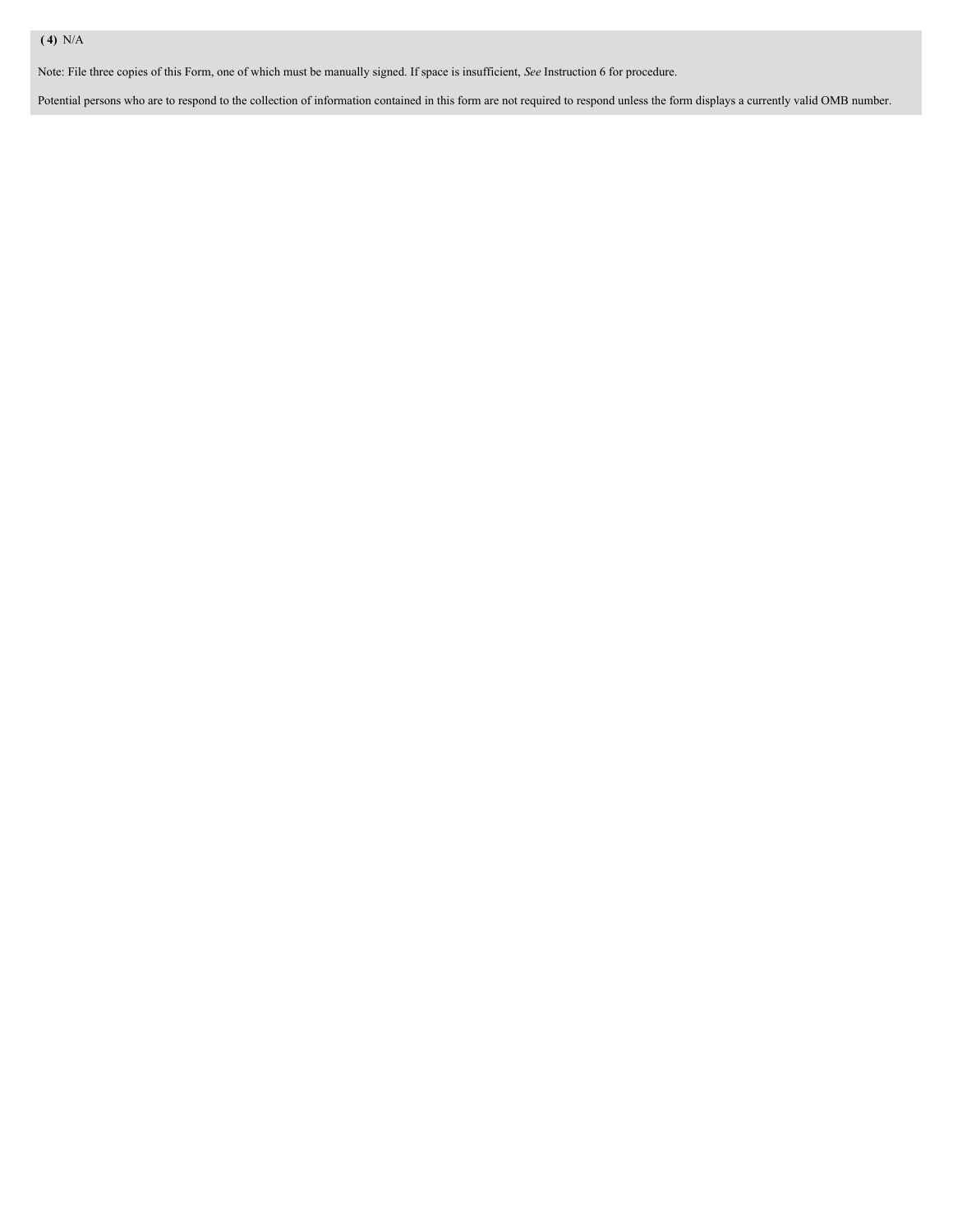**(4)** N/A

Note: File three copies of this Form, one of which must be manually signed. If space is insufficient, *See* Instruction 6 for procedure.

Potential persons who are to respond to the collection of information contained in this form are not required to respond unless the form displays a currently valid OMB number.